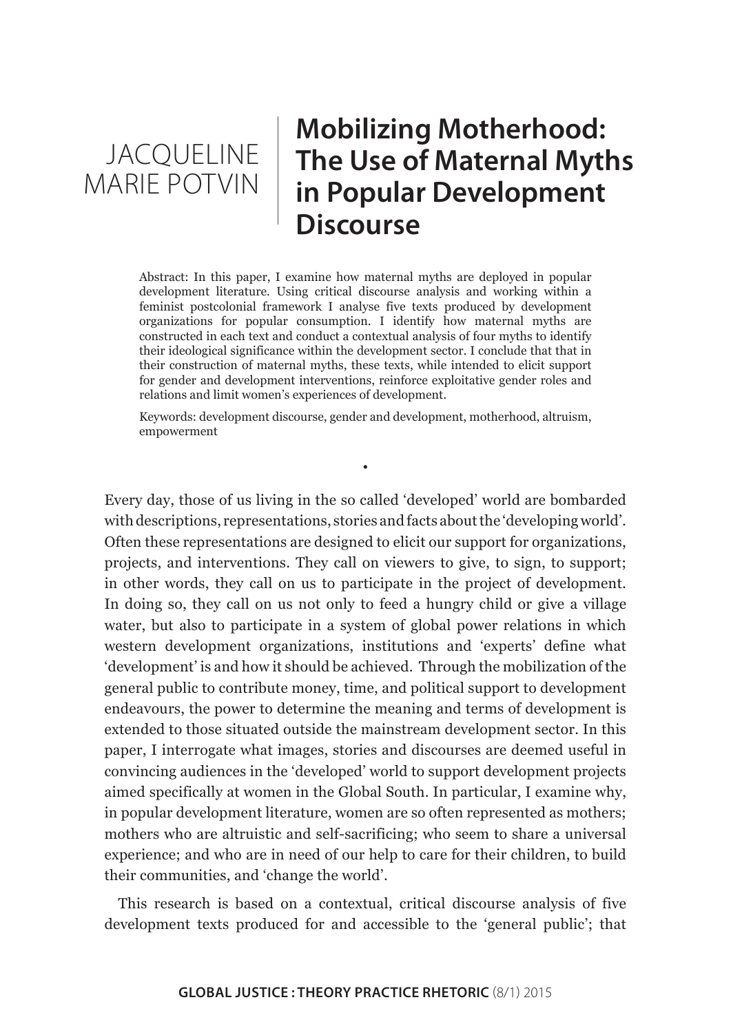JACQUELINE MARIE POTVIN

# Mobilizing Motherhood: The Use of Maternal Myths in Popular Development Discourse

Abstract: In this paper, I examine how maternal myths are deployed in popular development literature. Using critical discourse analysis and working within a feminist postcolonial framework I analyse five texts produced by development organizations for popular consumption. I identify how maternal myths are constructed in each text and conduct a contextual analysis of four myths to identify their ideological significance within the development sector. I conclude that that in their construction of maternal myths, these texts, while intended to elicit support for gender and development interventions, reinforce exploitative gender roles and relations and limit women's experiences of development.

Keywords: development discourse, gender and development, motherhood, altruism, empowerment

•

Every day, those of us living in the so called 'developed' world are bombarded with descriptions, representations, stories and facts about the 'developing world'. Often these representations are designed to elicit our support for organizations, projects, and interventions. They call on viewers to give, to sign, to support; in other words, they call on us to participate in the project of development. In doing so, they call on us not only to feed a hungry child or give a village water, but also to participate in a system of global power relations in which western development organizations, institutions and 'experts' define what 'development' is and how it should be achieved. Through the mobilization of the general public to contribute money, time, and political support to development endeavours, the power to determine the meaning and terms of development is extended to those situated outside the mainstream development sector. In this paper, I interrogate what images, stories and discourses are deemed useful in convincing audiences in the 'developed' world to support development projects aimed specifically at women in the Global South. In particular, I examine why, in popular development literature, women are so often represented as mothers; mothers who are altruistic and self-sacrificing; who seem to share a universal experience; and who are in need of our help to care for their children, to build their communities, and 'change the world'.

This research is based on a contextual, critical discourse analysis of five development texts produced for and accessible to the 'general public'; that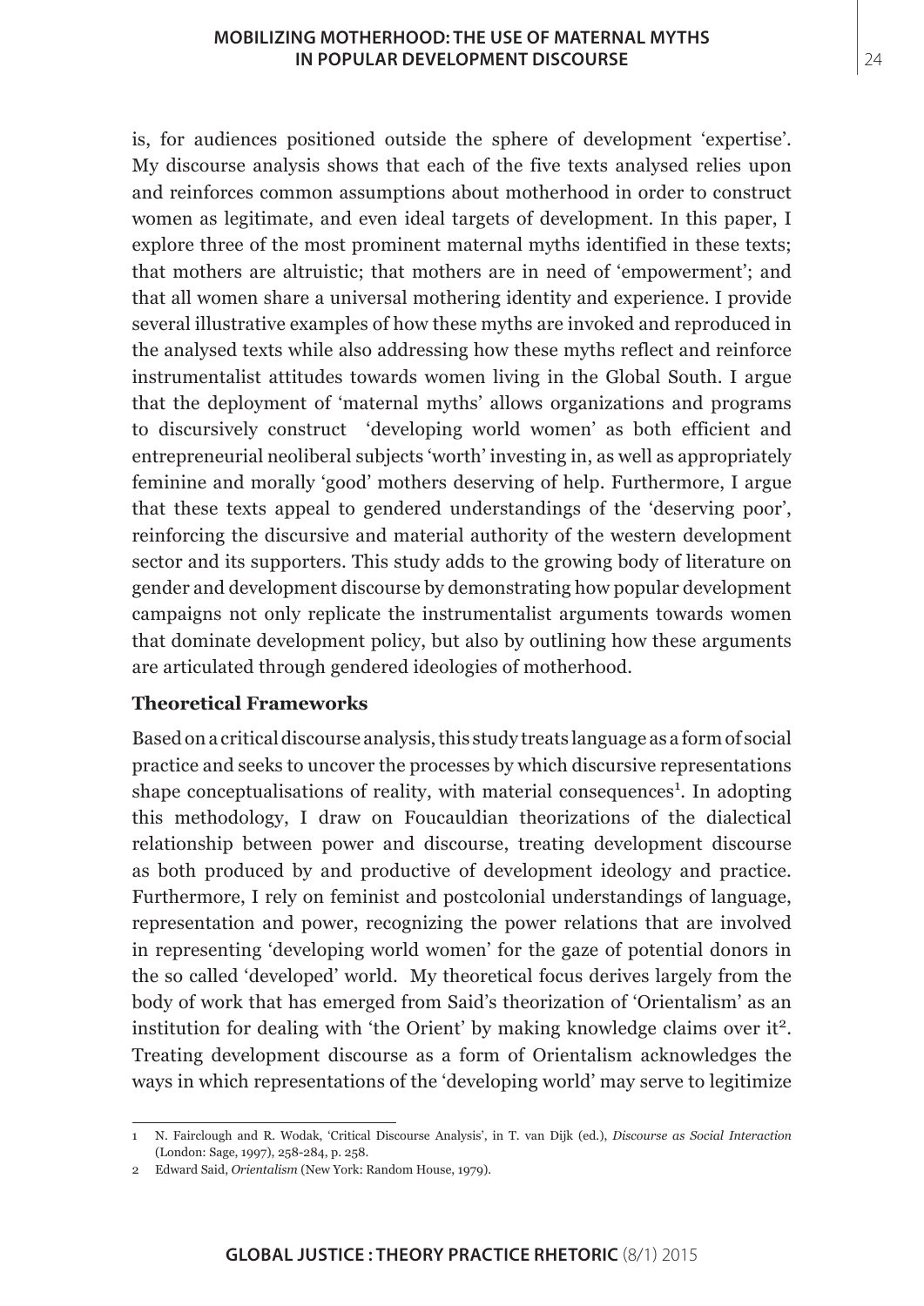is, for audiences positioned outside the sphere of development 'expertise'. My discourse analysis shows that each of the five texts analysed relies upon and reinforces common assumptions about motherhood in order to construct women as legitimate, and even ideal targets of development. In this paper, I explore three of the most prominent maternal myths identified in these texts; that mothers are altruistic; that mothers are in need of 'empowerment'; and that all women share a universal mothering identity and experience. I provide several illustrative examples of how these myths are invoked and reproduced in the analysed texts while also addressing how these myths reflect and reinforce instrumentalist attitudes towards women living in the Global South. I argue that the deployment of 'maternal myths' allows organizations and programs to discursively construct 'developing world women' as both efficient and entrepreneurial neoliberal subjects 'worth' investing in, as well as appropriately feminine and morally 'good' mothers deserving of help. Furthermore, I argue that these texts appeal to gendered understandings of the 'deserving poor', reinforcing the discursive and material authority of the western development sector and its supporters. This study adds to the growing body of literature on gender and development discourse by demonstrating how popular development campaigns not only replicate the instrumentalist arguments towards women that dominate development policy, but also by outlining how these arguments are articulated through gendered ideologies of motherhood.

## Theoretical Frameworks

Based on a critical discourse analysis, this study treats language as a form of social practice and seeks to uncover the processes by which discursive representations shape conceptualisations of reality, with material consequences[1]. In adopting this methodology, I draw on Foucauldian theorizations of the dialectical relationship between power and discourse, treating development discourse as both produced by and productive of development ideology and practice. Furthermore, I rely on feminist and postcolonial understandings of language, representation and power, recognizing the power relations that are involved in representing 'developing world women' for the gaze of potential donors in the so called 'developed' world. My theoretical focus derives largely from the body of work that has emerged from Said's theorization of 'Orientalism' as an institution for dealing with 'the Orient' by making knowledge claims over it[2]. Treating development discourse as a form of Orientalism acknowledges the ways in which representations of the 'developing world' may serve to legitimize

---

1 N. Fairclough and R. Wodak, 'Critical Discourse Analysis', in T. van Dijk (ed.), *Discourse as Social Interaction* (London: Sage, 1997), 258-284, p. 258.

2 Edward Said, *Orientalism* (New York: Random House, 1979).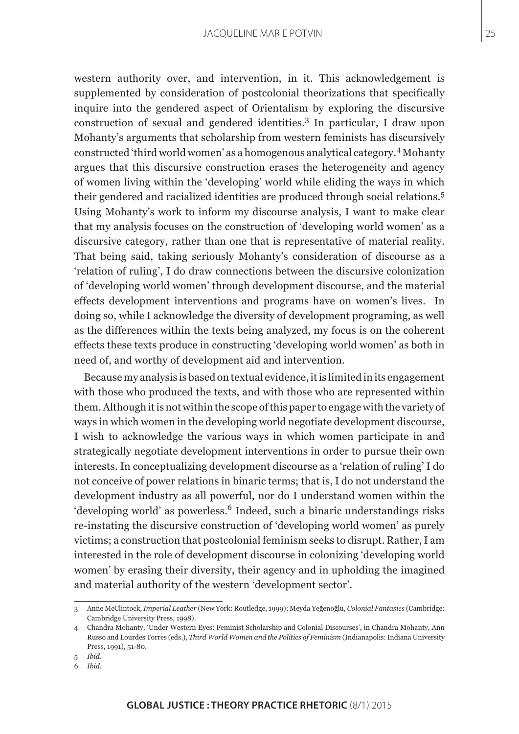western authority over, and intervention, in it. This acknowledgement is supplemented by consideration of postcolonial theorizations that specifically inquire into the gendered aspect of Orientalism by exploring the discursive construction of sexual and gendered identities.[3] In particular, I draw upon Mohanty's arguments that scholarship from western feminists has discursively constructed 'third world women' as a homogenous analytical category.[4] Mohanty argues that this discursive construction erases the heterogeneity and agency of women living within the 'developing' world while eliding the ways in which their gendered and racialized identities are produced through social relations.[5] Using Mohanty's work to inform my discourse analysis, I want to make clear that my analysis focuses on the construction of 'developing world women' as a discursive category, rather than one that is representative of material reality. That being said, taking seriously Mohanty's consideration of discourse as a 'relation of ruling', I do draw connections between the discursive colonization of 'developing world women' through development discourse, and the material effects development interventions and programs have on women's lives. In doing so, while I acknowledge the diversity of development programing, as well as the differences within the texts being analyzed, my focus is on the coherent effects these texts produce in constructing 'developing world women' as both in need of, and worthy of development aid and intervention.

Because my analysis is based on textual evidence, it is limited in its engagement with those who produced the texts, and with those who are represented within them. Although it is not within the scope of this paper to engage with the variety of ways in which women in the developing world negotiate development discourse, I wish to acknowledge the various ways in which women participate in and strategically negotiate development interventions in order to pursue their own interests. In conceptualizing development discourse as a 'relation of ruling' I do not conceive of power relations in binaric terms; that is, I do not understand the development industry as all powerful, nor do I understand women within the 'developing world' as powerless.[6] Indeed, such a binaric understandings risks re-instating the discursive construction of 'developing world women' as purely victims; a construction that postcolonial feminism seeks to disrupt. Rather, I am interested in the role of development discourse in colonizing 'developing world women' by erasing their diversity, their agency and in upholding the imagined and material authority of the western 'development sector'.

---

3 Anne McClintock, *Imperial Leather* (New York: Routledge, 1999); Meyda Yeğenoğlu, *Colonial Fantasies* (Cambridge: Cambridge University Press, 1998).

4 Chandra Mohanty, 'Under Western Eyes: Feminist Scholarship and Colonial Discourses', in Chandra Mohanty, Ann Russo and Lourdes Torres (eds.), *Third World Women and the Politics of Feminism* (Indianapolis: Indiana University Press, 1991), 51-80.

5 *Ibid.*

6 *Ibid.*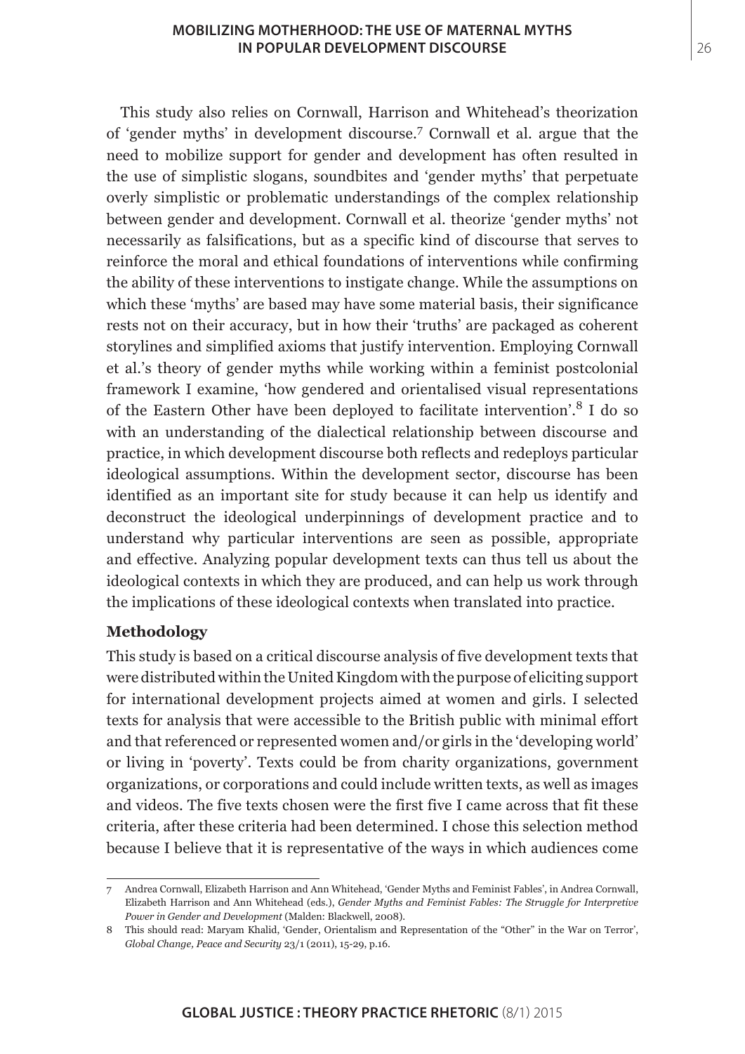This study also relies on Cornwall, Harrison and Whitehead's theorization of 'gender myths' in development discourse.[7] Cornwall et al. argue that the need to mobilize support for gender and development has often resulted in the use of simplistic slogans, soundbites and 'gender myths' that perpetuate overly simplistic or problematic understandings of the complex relationship between gender and development. Cornwall et al. theorize 'gender myths' not necessarily as falsifications, but as a specific kind of discourse that serves to reinforce the moral and ethical foundations of interventions while confirming the ability of these interventions to instigate change. While the assumptions on which these 'myths' are based may have some material basis, their significance rests not on their accuracy, but in how their 'truths' are packaged as coherent storylines and simplified axioms that justify intervention. Employing Cornwall et al.'s theory of gender myths while working within a feminist postcolonial framework I examine, 'how gendered and orientalised visual representations of the Eastern Other have been deployed to facilitate intervention'.[8] I do so with an understanding of the dialectical relationship between discourse and practice, in which development discourse both reflects and redeploys particular ideological assumptions. Within the development sector, discourse has been identified as an important site for study because it can help us identify and deconstruct the ideological underpinnings of development practice and to understand why particular interventions are seen as possible, appropriate and effective. Analyzing popular development texts can thus tell us about the ideological contexts in which they are produced, and can help us work through the implications of these ideological contexts when translated into practice.

### Methodology

This study is based on a critical discourse analysis of five development texts that were distributed within the United Kingdom with the purpose of eliciting support for international development projects aimed at women and girls. I selected texts for analysis that were accessible to the British public with minimal effort and that referenced or represented women and/or girls in the 'developing world' or living in 'poverty'. Texts could be from charity organizations, government organizations, or corporations and could include written texts, as well as images and videos. The five texts chosen were the first five I came across that fit these criteria, after these criteria had been determined. I chose this selection method because I believe that it is representative of the ways in which audiences come

---

7 Andrea Cornwall, Elizabeth Harrison and Ann Whitehead, 'Gender Myths and Feminist Fables', in Andrea Cornwall, Elizabeth Harrison and Ann Whitehead (eds.), *Gender Myths and Feminist Fables: The Struggle for Interpretive Power in Gender and Development* (Malden: Blackwell, 2008).

8 This should read: Maryam Khalid, 'Gender, Orientalism and Representation of the "Other" in the War on Terror', *Global Change, Peace and Security* 23/1 (2011), 15-29, p.16.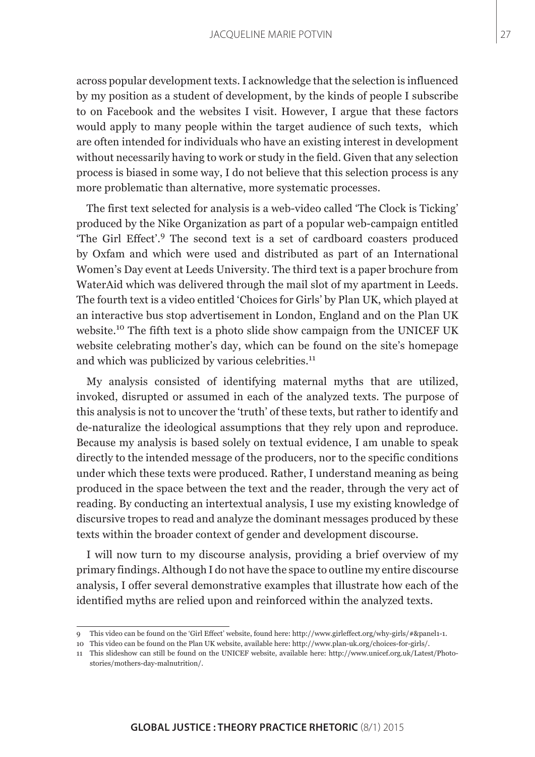across popular development texts. I acknowledge that the selection is influenced by my position as a student of development, by the kinds of people I subscribe to on Facebook and the websites I visit. However, I argue that these factors would apply to many people within the target audience of such texts, which are often intended for individuals who have an existing interest in development without necessarily having to work or study in the field. Given that any selection process is biased in some way, I do not believe that this selection process is any more problematic than alternative, more systematic processes.

The first text selected for analysis is a web-video called 'The Clock is Ticking' produced by the Nike Organization as part of a popular web-campaign entitled 'The Girl Effect'.[9] The second text is a set of cardboard coasters produced by Oxfam and which were used and distributed as part of an International Women's Day event at Leeds University. The third text is a paper brochure from WaterAid which was delivered through the mail slot of my apartment in Leeds. The fourth text is a video entitled 'Choices for Girls' by Plan UK, which played at an interactive bus stop advertisement in London, England and on the Plan UK website.[10] The fifth text is a photo slide show campaign from the UNICEF UK website celebrating mother's day, which can be found on the site's homepage and which was publicized by various celebrities.[11]

My analysis consisted of identifying maternal myths that are utilized, invoked, disrupted or assumed in each of the analyzed texts. The purpose of this analysis is not to uncover the 'truth' of these texts, but rather to identify and de-naturalize the ideological assumptions that they rely upon and reproduce. Because my analysis is based solely on textual evidence, I am unable to speak directly to the intended message of the producers, nor to the specific conditions under which these texts were produced. Rather, I understand meaning as being produced in the space between the text and the reader, through the very act of reading. By conducting an intertextual analysis, I use my existing knowledge of discursive tropes to read and analyze the dominant messages produced by these texts within the broader context of gender and development discourse.

I will now turn to my discourse analysis, providing a brief overview of my primary findings. Although I do not have the space to outline my entire discourse analysis, I offer several demonstrative examples that illustrate how each of the identified myths are relied upon and reinforced within the analyzed texts.

---

9 This video can be found on the 'Girl Effect' website, found here: http://www.girleffect.org/why-girls/#&panel1-1.

10 This video can be found on the Plan UK website, available here: http://www.plan-uk.org/choices-for-girls/.

11 This slideshow can still be found on the UNICEF website, available here: http://www.unicef.org.uk/Latest/Photo-stories/mothers-day-malnutrition/.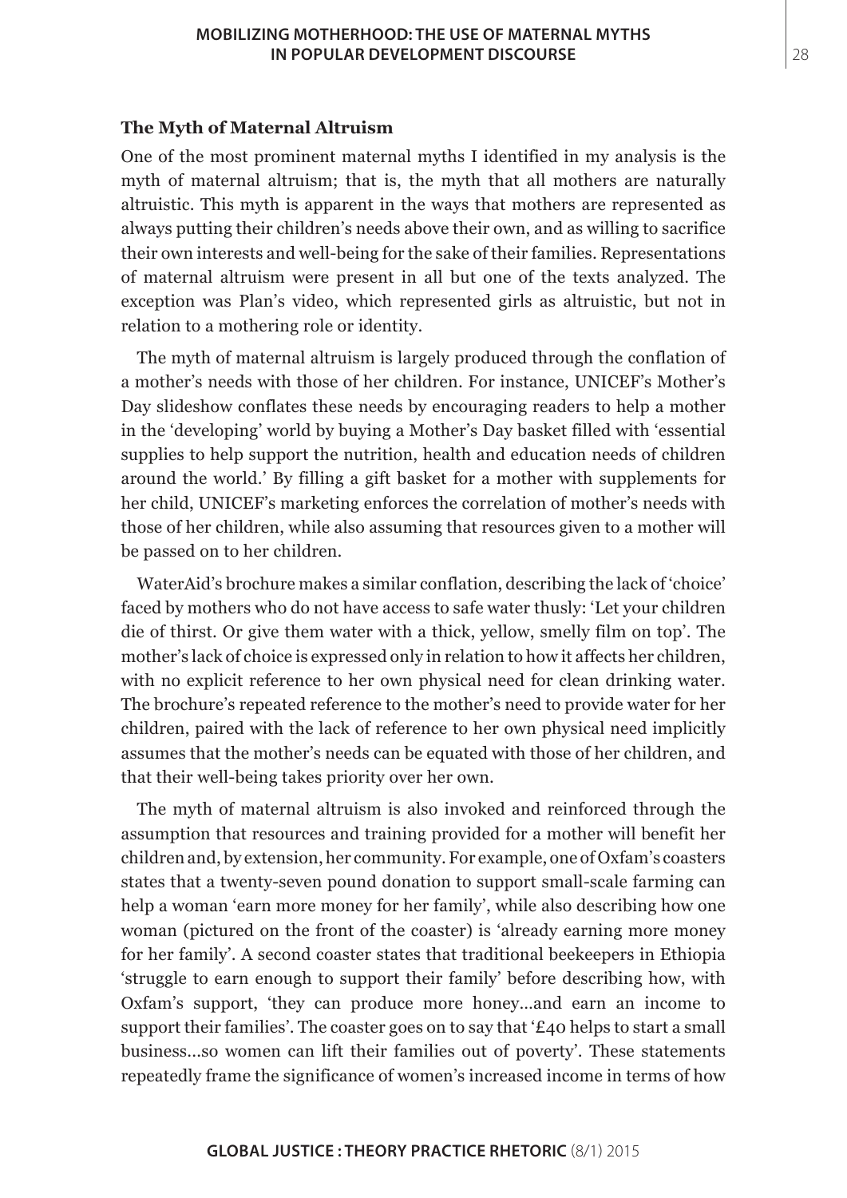### The Myth of Maternal Altruism

One of the most prominent maternal myths I identified in my analysis is the myth of maternal altruism; that is, the myth that all mothers are naturally altruistic. This myth is apparent in the ways that mothers are represented as always putting their children's needs above their own, and as willing to sacrifice their own interests and well-being for the sake of their families. Representations of maternal altruism were present in all but one of the texts analyzed. The exception was Plan's video, which represented girls as altruistic, but not in relation to a mothering role or identity.

The myth of maternal altruism is largely produced through the conflation of a mother's needs with those of her children. For instance, UNICEF's Mother's Day slideshow conflates these needs by encouraging readers to help a mother in the 'developing' world by buying a Mother's Day basket filled with 'essential supplies to help support the nutrition, health and education needs of children around the world.' By filling a gift basket for a mother with supplements for her child, UNICEF's marketing enforces the correlation of mother's needs with those of her children, while also assuming that resources given to a mother will be passed on to her children.

WaterAid's brochure makes a similar conflation, describing the lack of 'choice' faced by mothers who do not have access to safe water thusly: 'Let your children die of thirst. Or give them water with a thick, yellow, smelly film on top'. The mother's lack of choice is expressed only in relation to how it affects her children, with no explicit reference to her own physical need for clean drinking water. The brochure's repeated reference to the mother's need to provide water for her children, paired with the lack of reference to her own physical need implicitly assumes that the mother's needs can be equated with those of her children, and that their well-being takes priority over her own.

The myth of maternal altruism is also invoked and reinforced through the assumption that resources and training provided for a mother will benefit her children and, by extension, her community. For example, one of Oxfam's coasters states that a twenty-seven pound donation to support small-scale farming can help a woman 'earn more money for her family', while also describing how one woman (pictured on the front of the coaster) is 'already earning more money for her family'. A second coaster states that traditional beekeepers in Ethiopia 'struggle to earn enough to support their family' before describing how, with Oxfam's support, 'they can produce more honey...and earn an income to support their families'. The coaster goes on to say that '£40 helps to start a small business...so women can lift their families out of poverty'. These statements repeatedly frame the significance of women's increased income in terms of how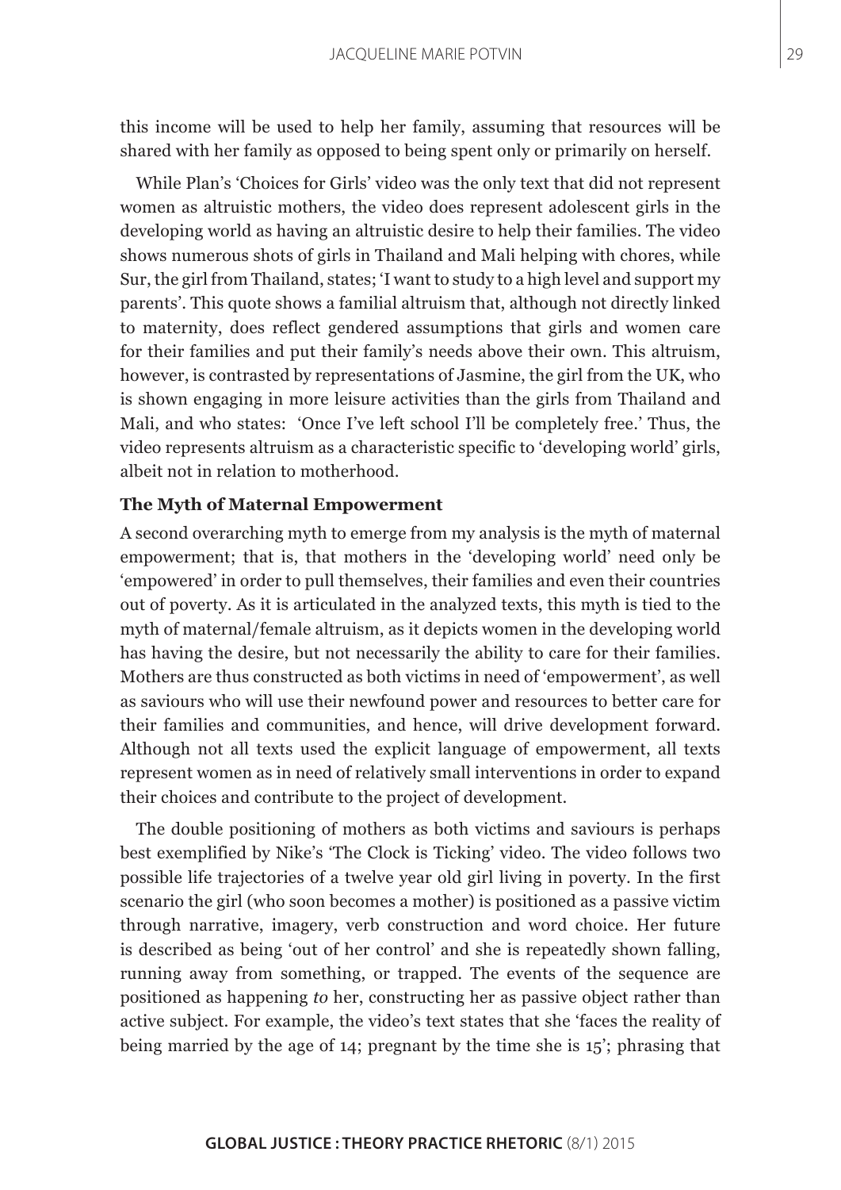this income will be used to help her family, assuming that resources will be shared with her family as opposed to being spent only or primarily on herself.

While Plan's 'Choices for Girls' video was the only text that did not represent women as altruistic mothers, the video does represent adolescent girls in the developing world as having an altruistic desire to help their families. The video shows numerous shots of girls in Thailand and Mali helping with chores, while Sur, the girl from Thailand, states; 'I want to study to a high level and support my parents'. This quote shows a familial altruism that, although not directly linked to maternity, does reflect gendered assumptions that girls and women care for their families and put their family's needs above their own. This altruism, however, is contrasted by representations of Jasmine, the girl from the UK, who is shown engaging in more leisure activities than the girls from Thailand and Mali, and who states: 'Once I've left school I'll be completely free.' Thus, the video represents altruism as a characteristic specific to 'developing world' girls, albeit not in relation to motherhood.

### The Myth of Maternal Empowerment

A second overarching myth to emerge from my analysis is the myth of maternal empowerment; that is, that mothers in the 'developing world' need only be 'empowered' in order to pull themselves, their families and even their countries out of poverty. As it is articulated in the analyzed texts, this myth is tied to the myth of maternal/female altruism, as it depicts women in the developing world has having the desire, but not necessarily the ability to care for their families. Mothers are thus constructed as both victims in need of 'empowerment', as well as saviours who will use their newfound power and resources to better care for their families and communities, and hence, will drive development forward. Although not all texts used the explicit language of empowerment, all texts represent women as in need of relatively small interventions in order to expand their choices and contribute to the project of development.

The double positioning of mothers as both victims and saviours is perhaps best exemplified by Nike's 'The Clock is Ticking' video. The video follows two possible life trajectories of a twelve year old girl living in poverty. In the first scenario the girl (who soon becomes a mother) is positioned as a passive victim through narrative, imagery, verb construction and word choice. Her future is described as being 'out of her control' and she is repeatedly shown falling, running away from something, or trapped. The events of the sequence are positioned as happening *to* her, constructing her as passive object rather than active subject. For example, the video's text states that she 'faces the reality of being married by the age of 14; pregnant by the time she is 15'; phrasing that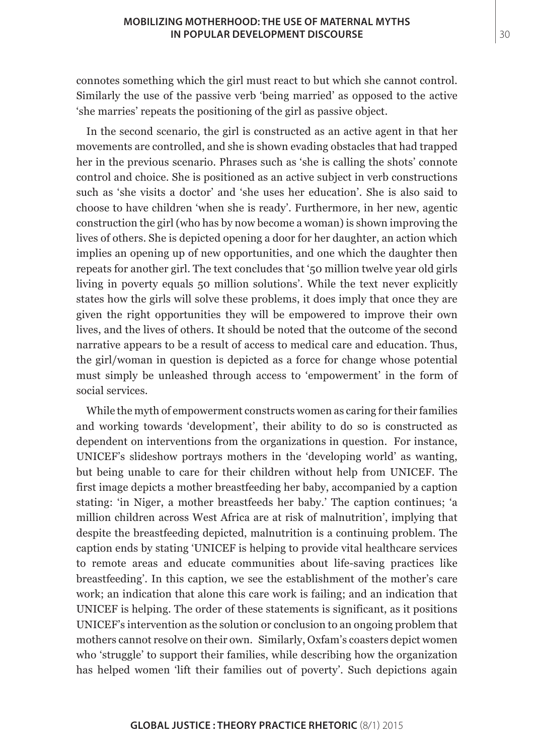connotes something which the girl must react to but which she cannot control. Similarly the use of the passive verb 'being married' as opposed to the active 'she marries' repeats the positioning of the girl as passive object.

In the second scenario, the girl is constructed as an active agent in that her movements are controlled, and she is shown evading obstacles that had trapped her in the previous scenario. Phrases such as 'she is calling the shots' connote control and choice. She is positioned as an active subject in verb constructions such as 'she visits a doctor' and 'she uses her education'. She is also said to choose to have children 'when she is ready'. Furthermore, in her new, agentic construction the girl (who has by now become a woman) is shown improving the lives of others. She is depicted opening a door for her daughter, an action which implies an opening up of new opportunities, and one which the daughter then repeats for another girl. The text concludes that '50 million twelve year old girls living in poverty equals 50 million solutions'. While the text never explicitly states how the girls will solve these problems, it does imply that once they are given the right opportunities they will be empowered to improve their own lives, and the lives of others. It should be noted that the outcome of the second narrative appears to be a result of access to medical care and education. Thus, the girl/woman in question is depicted as a force for change whose potential must simply be unleashed through access to 'empowerment' in the form of social services.

While the myth of empowerment constructs women as caring for their families and working towards 'development', their ability to do so is constructed as dependent on interventions from the organizations in question. For instance, UNICEF's slideshow portrays mothers in the 'developing world' as wanting, but being unable to care for their children without help from UNICEF. The first image depicts a mother breastfeeding her baby, accompanied by a caption stating: 'in Niger, a mother breastfeeds her baby.' The caption continues; 'a million children across West Africa are at risk of malnutrition', implying that despite the breastfeeding depicted, malnutrition is a continuing problem. The caption ends by stating 'UNICEF is helping to provide vital healthcare services to remote areas and educate communities about life-saving practices like breastfeeding'. In this caption, we see the establishment of the mother's care work; an indication that alone this care work is failing; and an indication that UNICEF is helping. The order of these statements is significant, as it positions UNICEF's intervention as the solution or conclusion to an ongoing problem that mothers cannot resolve on their own. Similarly, Oxfam's coasters depict women who 'struggle' to support their families, while describing how the organization has helped women 'lift their families out of poverty'. Such depictions again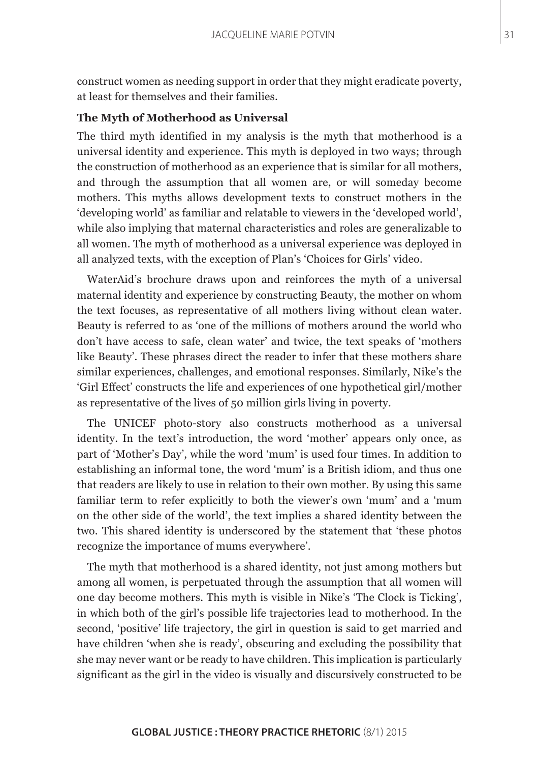construct women as needing support in order that they might eradicate poverty, at least for themselves and their families.

**The Myth of Motherhood as Universal**

The third myth identified in my analysis is the myth that motherhood is a universal identity and experience. This myth is deployed in two ways; through the construction of motherhood as an experience that is similar for all mothers, and through the assumption that all women are, or will someday become mothers. This myths allows development texts to construct mothers in the 'developing world' as familiar and relatable to viewers in the 'developed world', while also implying that maternal characteristics and roles are generalizable to all women. The myth of motherhood as a universal experience was deployed in all analyzed texts, with the exception of Plan's 'Choices for Girls' video.

WaterAid's brochure draws upon and reinforces the myth of a universal maternal identity and experience by constructing Beauty, the mother on whom the text focuses, as representative of all mothers living without clean water. Beauty is referred to as 'one of the millions of mothers around the world who don't have access to safe, clean water' and twice, the text speaks of 'mothers like Beauty'. These phrases direct the reader to infer that these mothers share similar experiences, challenges, and emotional responses. Similarly, Nike's the 'Girl Effect' constructs the life and experiences of one hypothetical girl/mother as representative of the lives of 50 million girls living in poverty.

The UNICEF photo-story also constructs motherhood as a universal identity. In the text's introduction, the word 'mother' appears only once, as part of 'Mother's Day', while the word 'mum' is used four times. In addition to establishing an informal tone, the word 'mum' is a British idiom, and thus one that readers are likely to use in relation to their own mother. By using this same familiar term to refer explicitly to both the viewer's own 'mum' and a 'mum on the other side of the world', the text implies a shared identity between the two. This shared identity is underscored by the statement that 'these photos recognize the importance of mums everywhere'.

The myth that motherhood is a shared identity, not just among mothers but among all women, is perpetuated through the assumption that all women will one day become mothers. This myth is visible in Nike's 'The Clock is Ticking', in which both of the girl's possible life trajectories lead to motherhood. In the second, 'positive' life trajectory, the girl in question is said to get married and have children 'when she is ready', obscuring and excluding the possibility that she may never want or be ready to have children. This implication is particularly significant as the girl in the video is visually and discursively constructed to be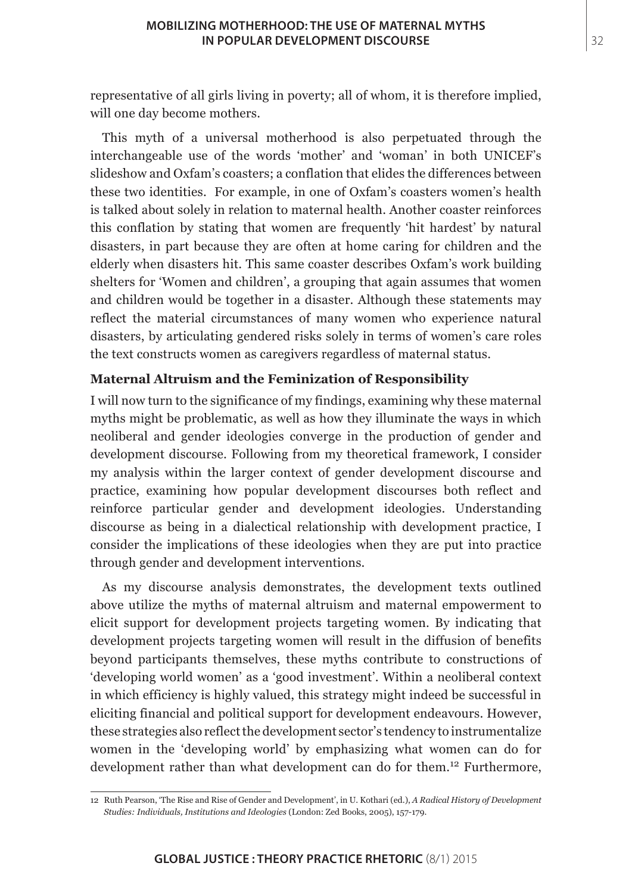representative of all girls living in poverty; all of whom, it is therefore implied, will one day become mothers.

This myth of a universal motherhood is also perpetuated through the interchangeable use of the words 'mother' and 'woman' in both UNICEF's slideshow and Oxfam's coasters; a conflation that elides the differences between these two identities. For example, in one of Oxfam's coasters women's health is talked about solely in relation to maternal health. Another coaster reinforces this conflation by stating that women are frequently 'hit hardest' by natural disasters, in part because they are often at home caring for children and the elderly when disasters hit. This same coaster describes Oxfam's work building shelters for 'Women and children', a grouping that again assumes that women and children would be together in a disaster. Although these statements may reflect the material circumstances of many women who experience natural disasters, by articulating gendered risks solely in terms of women's care roles the text constructs women as caregivers regardless of maternal status.

### Maternal Altruism and the Feminization of Responsibility

I will now turn to the significance of my findings, examining why these maternal myths might be problematic, as well as how they illuminate the ways in which neoliberal and gender ideologies converge in the production of gender and development discourse. Following from my theoretical framework, I consider my analysis within the larger context of gender development discourse and practice, examining how popular development discourses both reflect and reinforce particular gender and development ideologies. Understanding discourse as being in a dialectical relationship with development practice, I consider the implications of these ideologies when they are put into practice through gender and development interventions.

As my discourse analysis demonstrates, the development texts outlined above utilize the myths of maternal altruism and maternal empowerment to elicit support for development projects targeting women. By indicating that development projects targeting women will result in the diffusion of benefits beyond participants themselves, these myths contribute to constructions of 'developing world women' as a 'good investment'. Within a neoliberal context in which efficiency is highly valued, this strategy might indeed be successful in eliciting financial and political support for development endeavours. However, these strategies also reflect the development sector's tendency to instrumentalize women in the 'developing world' by emphasizing what women can do for development rather than what development can do for them.[12] Furthermore,

12 Ruth Pearson, 'The Rise and Rise of Gender and Development', in U. Kothari (ed.), *A Radical History of Development Studies: Individuals, Institutions and Ideologies* (London: Zed Books, 2005), 157-179.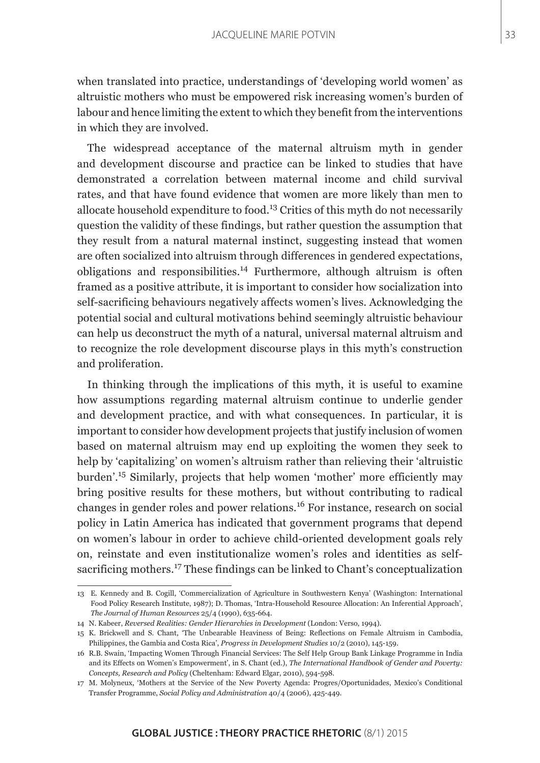when translated into practice, understandings of 'developing world women' as altruistic mothers who must be empowered risk increasing women's burden of labour and hence limiting the extent to which they benefit from the interventions in which they are involved.

The widespread acceptance of the maternal altruism myth in gender and development discourse and practice can be linked to studies that have demonstrated a correlation between maternal income and child survival rates, and that have found evidence that women are more likely than men to allocate household expenditure to food.[13] Critics of this myth do not necessarily question the validity of these findings, but rather question the assumption that they result from a natural maternal instinct, suggesting instead that women are often socialized into altruism through differences in gendered expectations, obligations and responsibilities.[14] Furthermore, although altruism is often framed as a positive attribute, it is important to consider how socialization into self-sacrificing behaviours negatively affects women's lives. Acknowledging the potential social and cultural motivations behind seemingly altruistic behaviour can help us deconstruct the myth of a natural, universal maternal altruism and to recognize the role development discourse plays in this myth's construction and proliferation.

In thinking through the implications of this myth, it is useful to examine how assumptions regarding maternal altruism continue to underlie gender and development practice, and with what consequences. In particular, it is important to consider how development projects that justify inclusion of women based on maternal altruism may end up exploiting the women they seek to help by 'capitalizing' on women's altruism rather than relieving their 'altruistic burden'.[15] Similarly, projects that help women 'mother' more efficiently may bring positive results for these mothers, but without contributing to radical changes in gender roles and power relations.[16] For instance, research on social policy in Latin America has indicated that government programs that depend on women's labour in order to achieve child-oriented development goals rely on, reinstate and even institutionalize women's roles and identities as self-sacrificing mothers.[17] These findings can be linked to Chant's conceptualization

---

13 E. Kennedy and B. Cogill, 'Commercialization of Agriculture in Southwestern Kenya' (Washington: International Food Policy Research Institute, 1987); D. Thomas, 'Intra-Household Resource Allocation: An Inferential Approach', *The Journal of Human Resources* 25/4 (1990), 635-664.

14 N. Kabeer, *Reversed Realities: Gender Hierarchies in Development* (London: Verso, 1994).

15 K. Brickwell and S. Chant, 'The Unbearable Heaviness of Being: Reflections on Female Altruism in Cambodia, Philippines, the Gambia and Costa Rica', *Progress in Development Studies* 10/2 (2010), 145-159.

16 R.B. Swain, 'Impacting Women Through Financial Services: The Self Help Group Bank Linkage Programme in India and its Effects on Women's Empowerment', in S. Chant (ed.), *The International Handbook of Gender and Poverty: Concepts, Research and Policy* (Cheltenham: Edward Elgar, 2010), 594-598.

17 M. Molyneux, 'Mothers at the Service of the New Poverty Agenda: Progres/Oportunidades, Mexico's Conditional Transfer Programme, *Social Policy and Administration* 40/4 (2006), 425-449.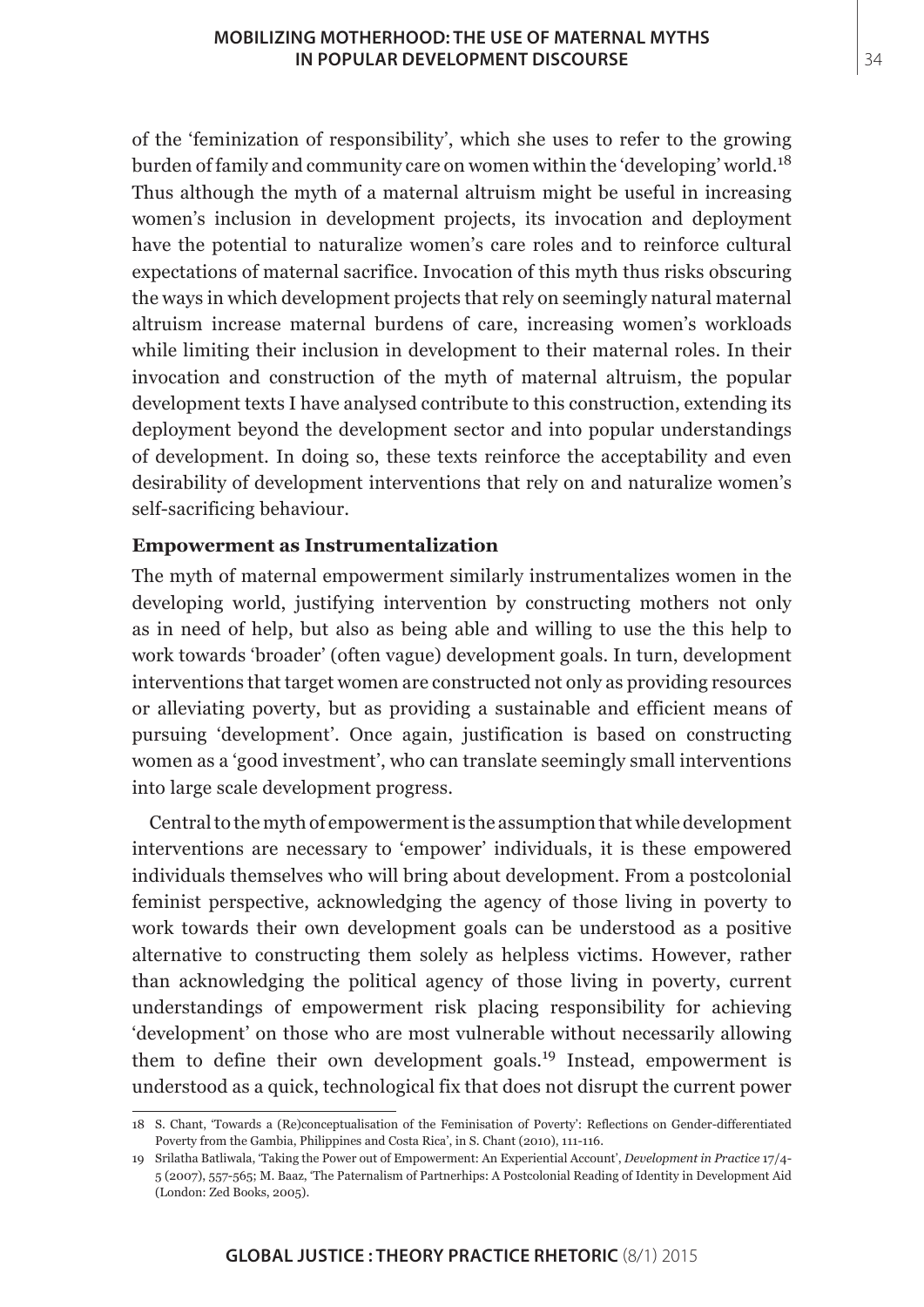of the 'feminization of responsibility', which she uses to refer to the growing burden of family and community care on women within the 'developing' world.[18] Thus although the myth of a maternal altruism might be useful in increasing women's inclusion in development projects, its invocation and deployment have the potential to naturalize women's care roles and to reinforce cultural expectations of maternal sacrifice. Invocation of this myth thus risks obscuring the ways in which development projects that rely on seemingly natural maternal altruism increase maternal burdens of care, increasing women's workloads while limiting their inclusion in development to their maternal roles. In their invocation and construction of the myth of maternal altruism, the popular development texts I have analysed contribute to this construction, extending its deployment beyond the development sector and into popular understandings of development. In doing so, these texts reinforce the acceptability and even desirability of development interventions that rely on and naturalize women's self-sacrificing behaviour.

**Empowerment as Instrumentalization**

The myth of maternal empowerment similarly instrumentalizes women in the developing world, justifying intervention by constructing mothers not only as in need of help, but also as being able and willing to use the this help to work towards 'broader' (often vague) development goals. In turn, development interventions that target women are constructed not only as providing resources or alleviating poverty, but as providing a sustainable and efficient means of pursuing 'development'. Once again, justification is based on constructing women as a 'good investment', who can translate seemingly small interventions into large scale development progress.

Central to the myth of empowerment is the assumption that while development interventions are necessary to 'empower' individuals, it is these empowered individuals themselves who will bring about development. From a postcolonial feminist perspective, acknowledging the agency of those living in poverty to work towards their own development goals can be understood as a positive alternative to constructing them solely as helpless victims. However, rather than acknowledging the political agency of those living in poverty, current understandings of empowerment risk placing responsibility for achieving 'development' on those who are most vulnerable without necessarily allowing them to define their own development goals.[19] Instead, empowerment is understood as a quick, technological fix that does not disrupt the current power

18 S. Chant, 'Towards a (Re)conceptualisation of the Feminisation of Poverty': Reflections on Gender-differentiated Poverty from the Gambia, Philippines and Costa Rica', in S. Chant (2010), 111-116.

19 Srilatha Batliwala, 'Taking the Power out of Empowerment: An Experiential Account', *Development in Practice* 17/4-5 (2007), 557-565; M. Baaz, 'The Paternalism of Partnerhips: A Postcolonial Reading of Identity in Development Aid (London: Zed Books, 2005).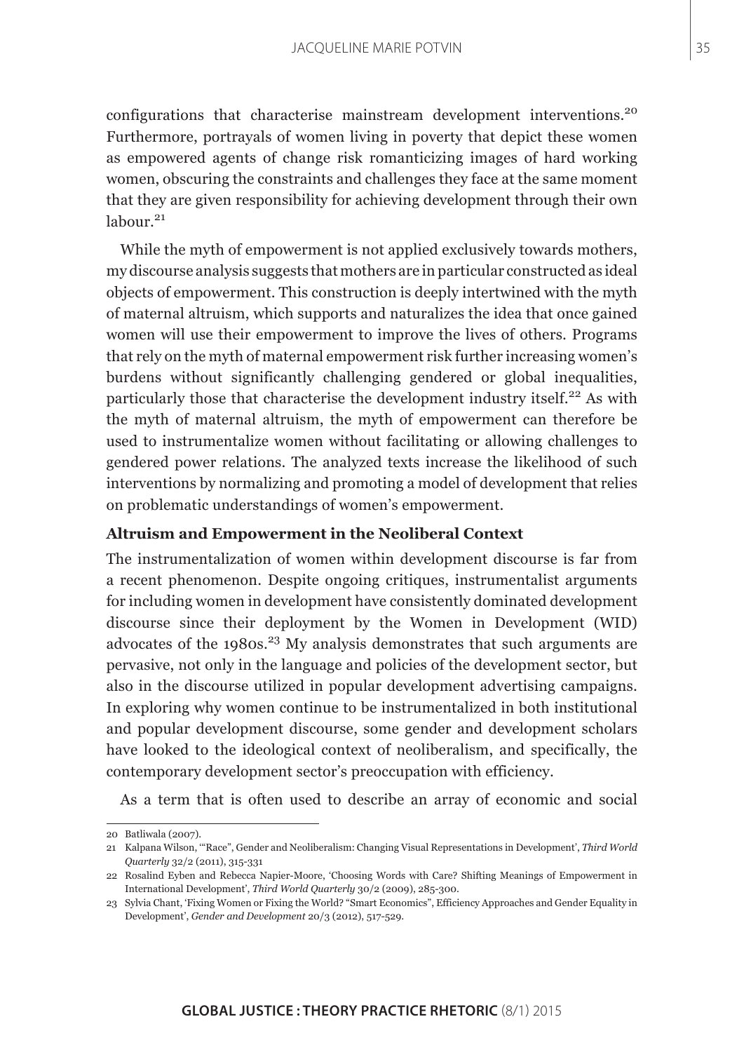configurations that characterise mainstream development interventions.[20] Furthermore, portrayals of women living in poverty that depict these women as empowered agents of change risk romanticizing images of hard working women, obscuring the constraints and challenges they face at the same moment that they are given responsibility for achieving development through their own labour.[21]

While the myth of empowerment is not applied exclusively towards mothers, my discourse analysis suggests that mothers are in particular constructed as ideal objects of empowerment. This construction is deeply intertwined with the myth of maternal altruism, which supports and naturalizes the idea that once gained women will use their empowerment to improve the lives of others. Programs that rely on the myth of maternal empowerment risk further increasing women's burdens without significantly challenging gendered or global inequalities, particularly those that characterise the development industry itself.[22] As with the myth of maternal altruism, the myth of empowerment can therefore be used to instrumentalize women without facilitating or allowing challenges to gendered power relations. The analyzed texts increase the likelihood of such interventions by normalizing and promoting a model of development that relies on problematic understandings of women's empowerment.

**Altruism and Empowerment in the Neoliberal Context**

The instrumentalization of women within development discourse is far from a recent phenomenon. Despite ongoing critiques, instrumentalist arguments for including women in development have consistently dominated development discourse since their deployment by the Women in Development (WID) advocates of the 1980s.[23] My analysis demonstrates that such arguments are pervasive, not only in the language and policies of the development sector, but also in the discourse utilized in popular development advertising campaigns. In exploring why women continue to be instrumentalized in both institutional and popular development discourse, some gender and development scholars have looked to the ideological context of neoliberalism, and specifically, the contemporary development sector's preoccupation with efficiency.

As a term that is often used to describe an array of economic and social

---

20 Batliwala (2007).

21 Kalpana Wilson, '"Race", Gender and Neoliberalism: Changing Visual Representations in Development', *Third World Quarterly* 32/2 (2011), 315-331

22 Rosalind Eyben and Rebecca Napier-Moore, 'Choosing Words with Care? Shifting Meanings of Empowerment in International Development', *Third World Quarterly* 30/2 (2009), 285-300.

23 Sylvia Chant, 'Fixing Women or Fixing the World? "Smart Economics", Efficiency Approaches and Gender Equality in Development', *Gender and Development* 20/3 (2012), 517-529.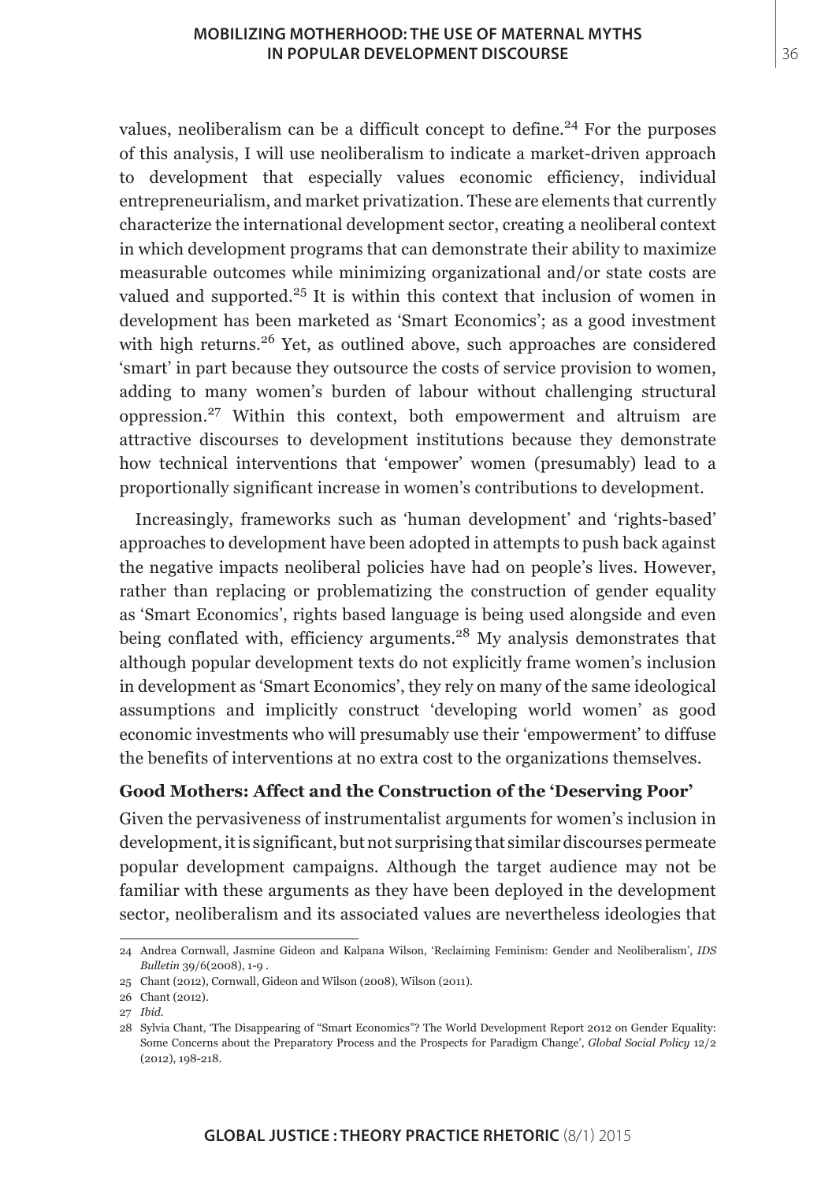values, neoliberalism can be a difficult concept to define.[24] For the purposes of this analysis, I will use neoliberalism to indicate a market-driven approach to development that especially values economic efficiency, individual entrepreneurialism, and market privatization. These are elements that currently characterize the international development sector, creating a neoliberal context in which development programs that can demonstrate their ability to maximize measurable outcomes while minimizing organizational and/or state costs are valued and supported.[25] It is within this context that inclusion of women in development has been marketed as 'Smart Economics'; as a good investment with high returns.[26] Yet, as outlined above, such approaches are considered 'smart' in part because they outsource the costs of service provision to women, adding to many women's burden of labour without challenging structural oppression.[27] Within this context, both empowerment and altruism are attractive discourses to development institutions because they demonstrate how technical interventions that 'empower' women (presumably) lead to a proportionally significant increase in women's contributions to development.

Increasingly, frameworks such as 'human development' and 'rights-based' approaches to development have been adopted in attempts to push back against the negative impacts neoliberal policies have had on people's lives. However, rather than replacing or problematizing the construction of gender equality as 'Smart Economics', rights based language is being used alongside and even being conflated with, efficiency arguments.[28] My analysis demonstrates that although popular development texts do not explicitly frame women's inclusion in development as 'Smart Economics', they rely on many of the same ideological assumptions and implicitly construct 'developing world women' as good economic investments who will presumably use their 'empowerment' to diffuse the benefits of interventions at no extra cost to the organizations themselves.

### Good Mothers: Affect and the Construction of the 'Deserving Poor'

Given the pervasiveness of instrumentalist arguments for women's inclusion in development, it is significant, but not surprising that similar discourses permeate popular development campaigns. Although the target audience may not be familiar with these arguments as they have been deployed in the development sector, neoliberalism and its associated values are nevertheless ideologies that

---

24 Andrea Cornwall, Jasmine Gideon and Kalpana Wilson, 'Reclaiming Feminism: Gender and Neoliberalism', *IDS Bulletin* 39/6(2008), 1-9 .

25 Chant (2012), Cornwall, Gideon and Wilson (2008), Wilson (2011).

26 Chant (2012).

27 *Ibid.*

28 Sylvia Chant, 'The Disappearing of "Smart Economics"? The World Development Report 2012 on Gender Equality: Some Concerns about the Preparatory Process and the Prospects for Paradigm Change', *Global Social Policy* 12/2 (2012), 198-218.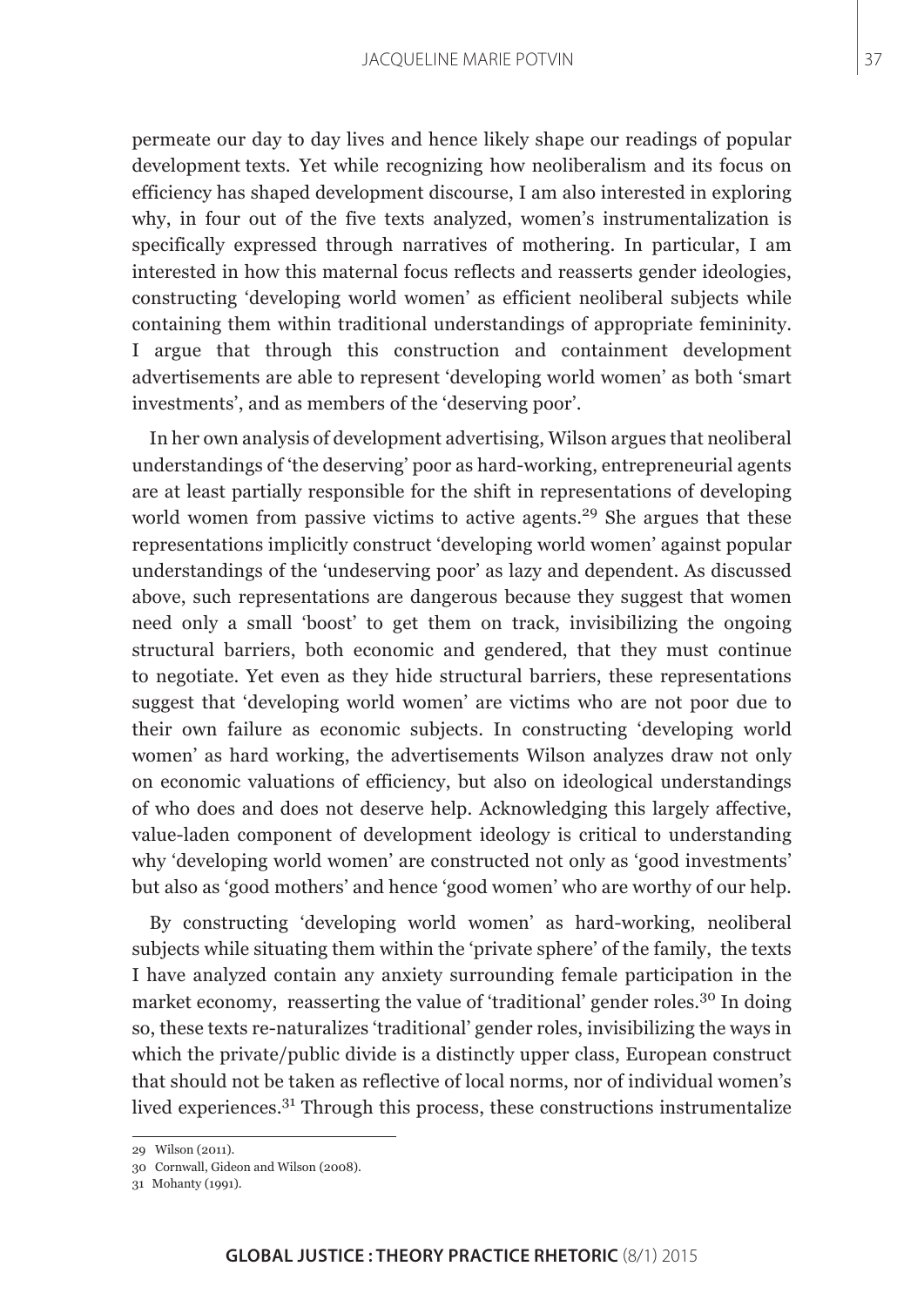permeate our day to day lives and hence likely shape our readings of popular development texts. Yet while recognizing how neoliberalism and its focus on efficiency has shaped development discourse, I am also interested in exploring why, in four out of the five texts analyzed, women's instrumentalization is specifically expressed through narratives of mothering. In particular, I am interested in how this maternal focus reflects and reasserts gender ideologies, constructing 'developing world women' as efficient neoliberal subjects while containing them within traditional understandings of appropriate femininity. I argue that through this construction and containment development advertisements are able to represent 'developing world women' as both 'smart investments', and as members of the 'deserving poor'.

In her own analysis of development advertising, Wilson argues that neoliberal understandings of 'the deserving' poor as hard-working, entrepreneurial agents are at least partially responsible for the shift in representations of developing world women from passive victims to active agents.[29] She argues that these representations implicitly construct 'developing world women' against popular understandings of the 'undeserving poor' as lazy and dependent. As discussed above, such representations are dangerous because they suggest that women need only a small 'boost' to get them on track, invisibilizing the ongoing structural barriers, both economic and gendered, that they must continue to negotiate. Yet even as they hide structural barriers, these representations suggest that 'developing world women' are victims who are not poor due to their own failure as economic subjects. In constructing 'developing world women' as hard working, the advertisements Wilson analyzes draw not only on economic valuations of efficiency, but also on ideological understandings of who does and does not deserve help. Acknowledging this largely affective, value-laden component of development ideology is critical to understanding why 'developing world women' are constructed not only as 'good investments' but also as 'good mothers' and hence 'good women' who are worthy of our help.

By constructing 'developing world women' as hard-working, neoliberal subjects while situating them within the 'private sphere' of the family, the texts I have analyzed contain any anxiety surrounding female participation in the market economy, reasserting the value of 'traditional' gender roles.[30] In doing so, these texts re-naturalizes 'traditional' gender roles, invisibilizing the ways in which the private/public divide is a distinctly upper class, European construct that should not be taken as reflective of local norms, nor of individual women's lived experiences.[31] Through this process, these constructions instrumentalize

29 Wilson (2011).

30 Cornwall, Gideon and Wilson (2008).

31 Mohanty (1991).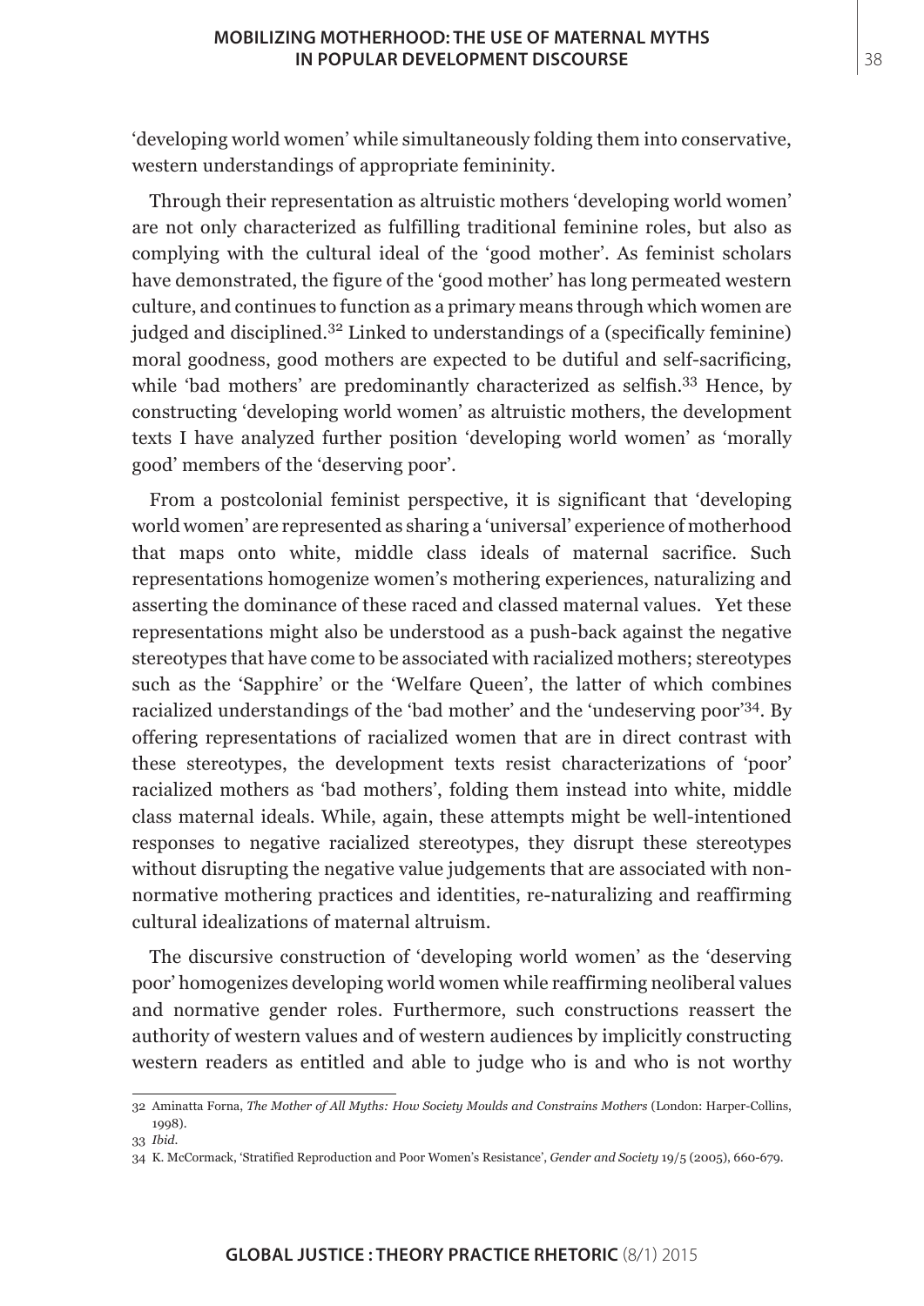'developing world women' while simultaneously folding them into conservative, western understandings of appropriate femininity.

Through their representation as altruistic mothers 'developing world women' are not only characterized as fulfilling traditional feminine roles, but also as complying with the cultural ideal of the 'good mother'. As feminist scholars have demonstrated, the figure of the 'good mother' has long permeated western culture, and continues to function as a primary means through which women are judged and disciplined.[32] Linked to understandings of a (specifically feminine) moral goodness, good mothers are expected to be dutiful and self-sacrificing, while 'bad mothers' are predominantly characterized as selfish.[33] Hence, by constructing 'developing world women' as altruistic mothers, the development texts I have analyzed further position 'developing world women' as 'morally good' members of the 'deserving poor'.

From a postcolonial feminist perspective, it is significant that 'developing world women' are represented as sharing a 'universal' experience of motherhood that maps onto white, middle class ideals of maternal sacrifice. Such representations homogenize women's mothering experiences, naturalizing and asserting the dominance of these raced and classed maternal values. Yet these representations might also be understood as a push-back against the negative stereotypes that have come to be associated with racialized mothers; stereotypes such as the 'Sapphire' or the 'Welfare Queen', the latter of which combines racialized understandings of the 'bad mother' and the 'undeserving poor'[34]. By offering representations of racialized women that are in direct contrast with these stereotypes, the development texts resist characterizations of 'poor' racialized mothers as 'bad mothers', folding them instead into white, middle class maternal ideals. While, again, these attempts might be well-intentioned responses to negative racialized stereotypes, they disrupt these stereotypes without disrupting the negative value judgements that are associated with non-normative mothering practices and identities, re-naturalizing and reaffirming cultural idealizations of maternal altruism.

The discursive construction of 'developing world women' as the 'deserving poor' homogenizes developing world women while reaffirming neoliberal values and normative gender roles. Furthermore, such constructions reassert the authority of western values and of western audiences by implicitly constructing western readers as entitled and able to judge who is and who is not worthy

---

32 Aminatta Forna, *The Mother of All Myths: How Society Moulds and Constrains Mothers* (London: Harper-Collins, 1998).

33 *Ibid.*

34 K. McCormack, 'Stratified Reproduction and Poor Women's Resistance', *Gender and Society* 19/5 (2005), 660-679.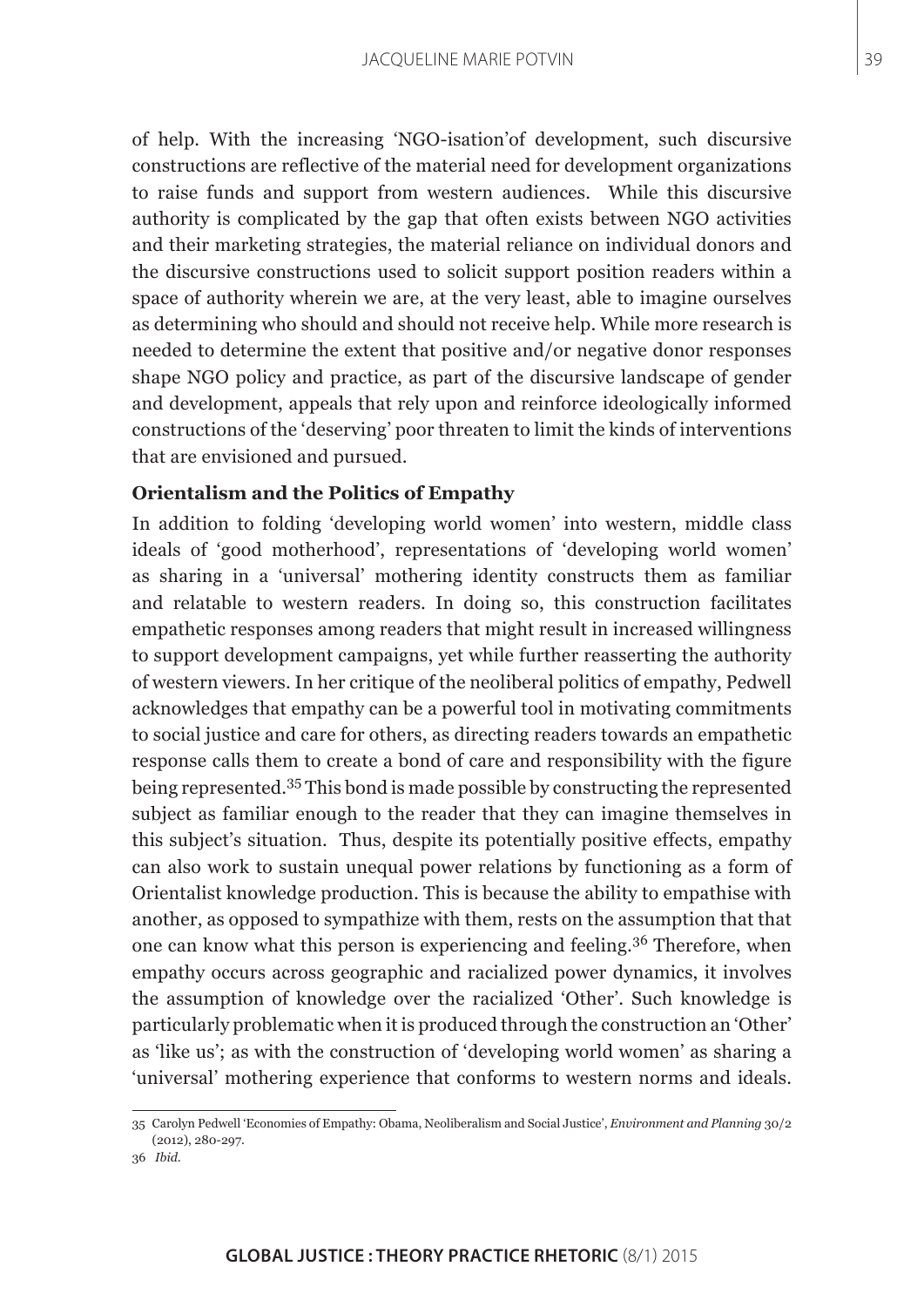of help. With the increasing 'NGO-isation'of development, such discursive constructions are reflective of the material need for development organizations to raise funds and support from western audiences. While this discursive authority is complicated by the gap that often exists between NGO activities and their marketing strategies, the material reliance on individual donors and the discursive constructions used to solicit support position readers within a space of authority wherein we are, at the very least, able to imagine ourselves as determining who should and should not receive help. While more research is needed to determine the extent that positive and/or negative donor responses shape NGO policy and practice, as part of the discursive landscape of gender and development, appeals that rely upon and reinforce ideologically informed constructions of the 'deserving' poor threaten to limit the kinds of interventions that are envisioned and pursued.

**Orientalism and the Politics of Empathy**

In addition to folding 'developing world women' into western, middle class ideals of 'good motherhood', representations of 'developing world women' as sharing in a 'universal' mothering identity constructs them as familiar and relatable to western readers. In doing so, this construction facilitates empathetic responses among readers that might result in increased willingness to support development campaigns, yet while further reasserting the authority of western viewers. In her critique of the neoliberal politics of empathy, Pedwell acknowledges that empathy can be a powerful tool in motivating commitments to social justice and care for others, as directing readers towards an empathetic response calls them to create a bond of care and responsibility with the figure being represented.[35] This bond is made possible by constructing the represented subject as familiar enough to the reader that they can imagine themselves in this subject's situation. Thus, despite its potentially positive effects, empathy can also work to sustain unequal power relations by functioning as a form of Orientalist knowledge production. This is because the ability to empathise with another, as opposed to sympathize with them, rests on the assumption that that one can know what this person is experiencing and feeling.[36] Therefore, when empathy occurs across geographic and racialized power dynamics, it involves the assumption of knowledge over the racialized 'Other'. Such knowledge is particularly problematic when it is produced through the construction an 'Other' as 'like us'; as with the construction of 'developing world women' as sharing a 'universal' mothering experience that conforms to western norms and ideals.

35 Carolyn Pedwell 'Economies of Empathy: Obama, Neoliberalism and Social Justice', *Environment and Planning* 30/2 (2012), 280-297.

36 *Ibid.*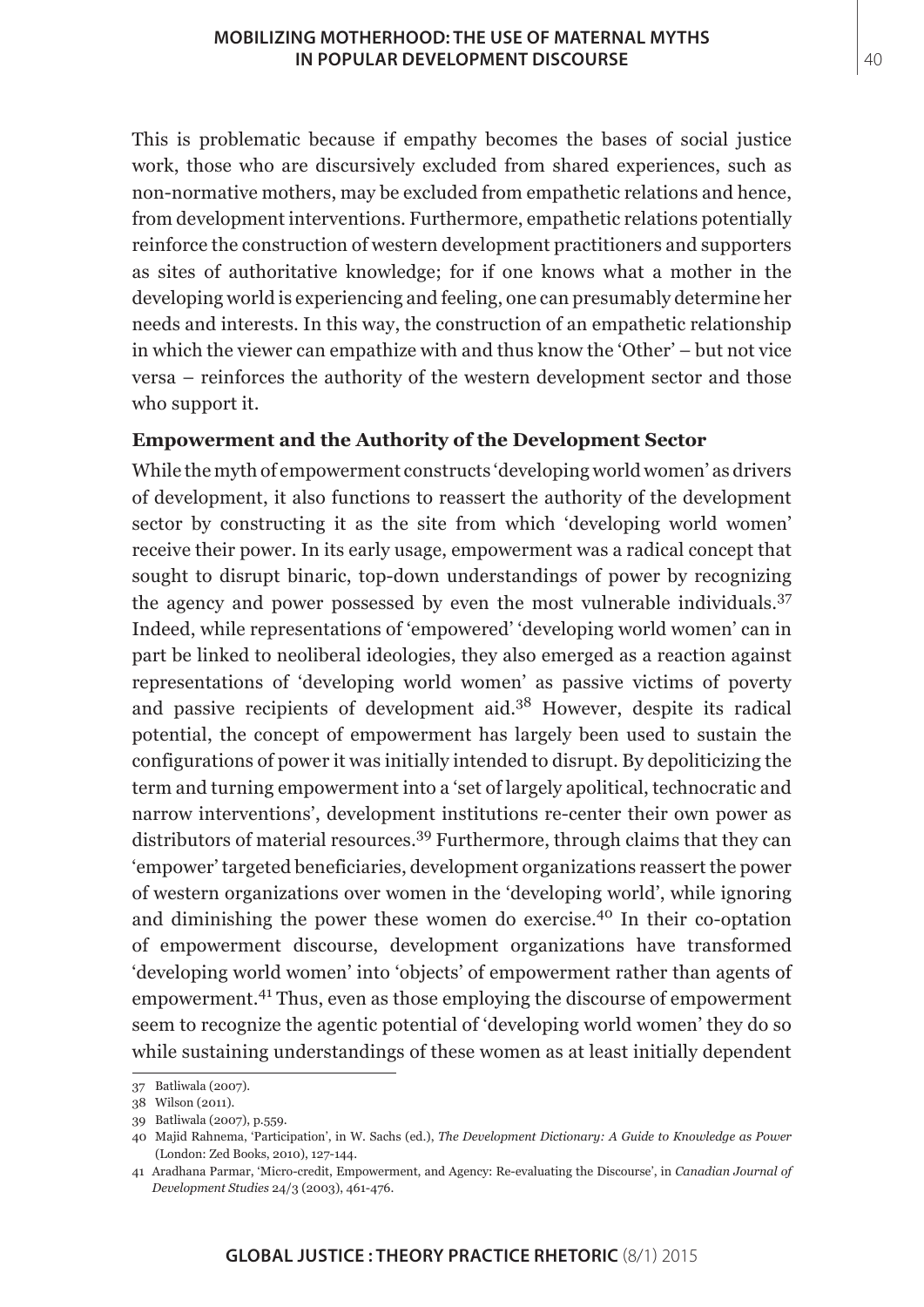This is problematic because if empathy becomes the bases of social justice work, those who are discursively excluded from shared experiences, such as non-normative mothers, may be excluded from empathetic relations and hence, from development interventions. Furthermore, empathetic relations potentially reinforce the construction of western development practitioners and supporters as sites of authoritative knowledge; for if one knows what a mother in the developing world is experiencing and feeling, one can presumably determine her needs and interests. In this way, the construction of an empathetic relationship in which the viewer can empathize with and thus know the 'Other' – but not vice versa – reinforces the authority of the western development sector and those who support it.

### Empowerment and the Authority of the Development Sector

While the myth of empowerment constructs 'developing world women' as drivers of development, it also functions to reassert the authority of the development sector by constructing it as the site from which 'developing world women' receive their power. In its early usage, empowerment was a radical concept that sought to disrupt binaric, top-down understandings of power by recognizing the agency and power possessed by even the most vulnerable individuals.[37] Indeed, while representations of 'empowered' 'developing world women' can in part be linked to neoliberal ideologies, they also emerged as a reaction against representations of 'developing world women' as passive victims of poverty and passive recipients of development aid.[38] However, despite its radical potential, the concept of empowerment has largely been used to sustain the configurations of power it was initially intended to disrupt. By depoliticizing the term and turning empowerment into a 'set of largely apolitical, technocratic and narrow interventions', development institutions re-center their own power as distributors of material resources.[39] Furthermore, through claims that they can 'empower' targeted beneficiaries, development organizations reassert the power of western organizations over women in the 'developing world', while ignoring and diminishing the power these women do exercise.[40] In their co-optation of empowerment discourse, development organizations have transformed 'developing world women' into 'objects' of empowerment rather than agents of empowerment.[41] Thus, even as those employing the discourse of empowerment seem to recognize the agentic potential of 'developing world women' they do so while sustaining understandings of these women as at least initially dependent

---

37 Batliwala (2007).

38 Wilson (2011).

39 Batliwala (2007), p.559.

40 Majid Rahnema, 'Participation', in W. Sachs (ed.), *The Development Dictionary: A Guide to Knowledge as Power* (London: Zed Books, 2010), 127-144.

41 Aradhana Parmar, 'Micro-credit, Empowerment, and Agency: Re-evaluating the Discourse', in *Canadian Journal of Development Studies* 24/3 (2003), 461-476.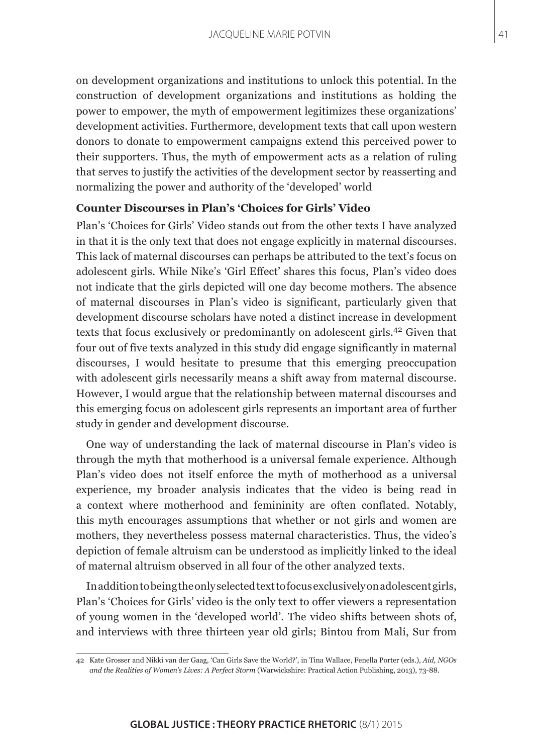on development organizations and institutions to unlock this potential. In the construction of development organizations and institutions as holding the power to empower, the myth of empowerment legitimizes these organizations' development activities. Furthermore, development texts that call upon western donors to donate to empowerment campaigns extend this perceived power to their supporters. Thus, the myth of empowerment acts as a relation of ruling that serves to justify the activities of the development sector by reasserting and normalizing the power and authority of the 'developed' world

**Counter Discourses in Plan's 'Choices for Girls' Video**

Plan's 'Choices for Girls' Video stands out from the other texts I have analyzed in that it is the only text that does not engage explicitly in maternal discourses. This lack of maternal discourses can perhaps be attributed to the text's focus on adolescent girls. While Nike's 'Girl Effect' shares this focus, Plan's video does not indicate that the girls depicted will one day become mothers. The absence of maternal discourses in Plan's video is significant, particularly given that development discourse scholars have noted a distinct increase in development texts that focus exclusively or predominantly on adolescent girls.[42] Given that four out of five texts analyzed in this study did engage significantly in maternal discourses, I would hesitate to presume that this emerging preoccupation with adolescent girls necessarily means a shift away from maternal discourse. However, I would argue that the relationship between maternal discourses and this emerging focus on adolescent girls represents an important area of further study in gender and development discourse.

One way of understanding the lack of maternal discourse in Plan's video is through the myth that motherhood is a universal female experience. Although Plan's video does not itself enforce the myth of motherhood as a universal experience, my broader analysis indicates that the video is being read in a context where motherhood and femininity are often conflated. Notably, this myth encourages assumptions that whether or not girls and women are mothers, they nevertheless possess maternal characteristics. Thus, the video's depiction of female altruism can be understood as implicitly linked to the ideal of maternal altruism observed in all four of the other analyzed texts.

In addition to being the only selected text to focus exclusively on adolescent girls, Plan's 'Choices for Girls' video is the only text to offer viewers a representation of young women in the 'developed world'. The video shifts between shots of, and interviews with three thirteen year old girls; Bintou from Mali, Sur from

42 Kate Grosser and Nikki van der Gaag, 'Can Girls Save the World?', in Tina Wallace, Fenella Porter (eds.), *Aid, NGOs and the Realities of Women's Lives: A Perfect Storm* (Warwickshire: Practical Action Publishing, 2013), 73-88.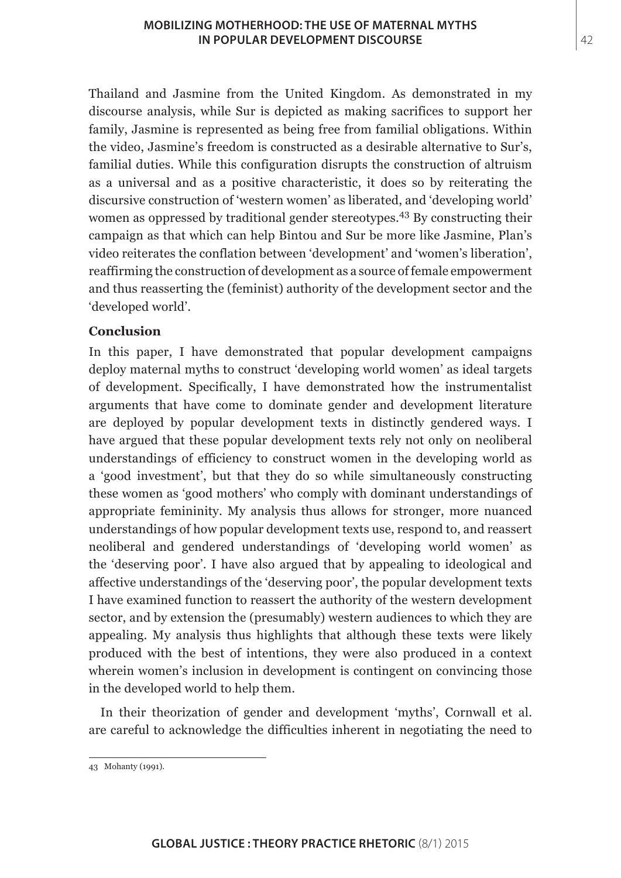Thailand and Jasmine from the United Kingdom. As demonstrated in my discourse analysis, while Sur is depicted as making sacrifices to support her family, Jasmine is represented as being free from familial obligations. Within the video, Jasmine's freedom is constructed as a desirable alternative to Sur's, familial duties. While this configuration disrupts the construction of altruism as a universal and as a positive characteristic, it does so by reiterating the discursive construction of 'western women' as liberated, and 'developing world' women as oppressed by traditional gender stereotypes.[43] By constructing their campaign as that which can help Bintou and Sur be more like Jasmine, Plan's video reiterates the conflation between 'development' and 'women's liberation', reaffirming the construction of development as a source of female empowerment and thus reasserting the (feminist) authority of the development sector and the 'developed world'.

**Conclusion**

In this paper, I have demonstrated that popular development campaigns deploy maternal myths to construct 'developing world women' as ideal targets of development. Specifically, I have demonstrated how the instrumentalist arguments that have come to dominate gender and development literature are deployed by popular development texts in distinctly gendered ways. I have argued that these popular development texts rely not only on neoliberal understandings of efficiency to construct women in the developing world as a 'good investment', but that they do so while simultaneously constructing these women as 'good mothers' who comply with dominant understandings of appropriate femininity. My analysis thus allows for stronger, more nuanced understandings of how popular development texts use, respond to, and reassert neoliberal and gendered understandings of 'developing world women' as the 'deserving poor'. I have also argued that by appealing to ideological and affective understandings of the 'deserving poor', the popular development texts I have examined function to reassert the authority of the western development sector, and by extension the (presumably) western audiences to which they are appealing. My analysis thus highlights that although these texts were likely produced with the best of intentions, they were also produced in a context wherein women's inclusion in development is contingent on convincing those in the developed world to help them.

In their theorization of gender and development 'myths', Cornwall et al. are careful to acknowledge the difficulties inherent in negotiating the need to

---

43 Mohanty (1991).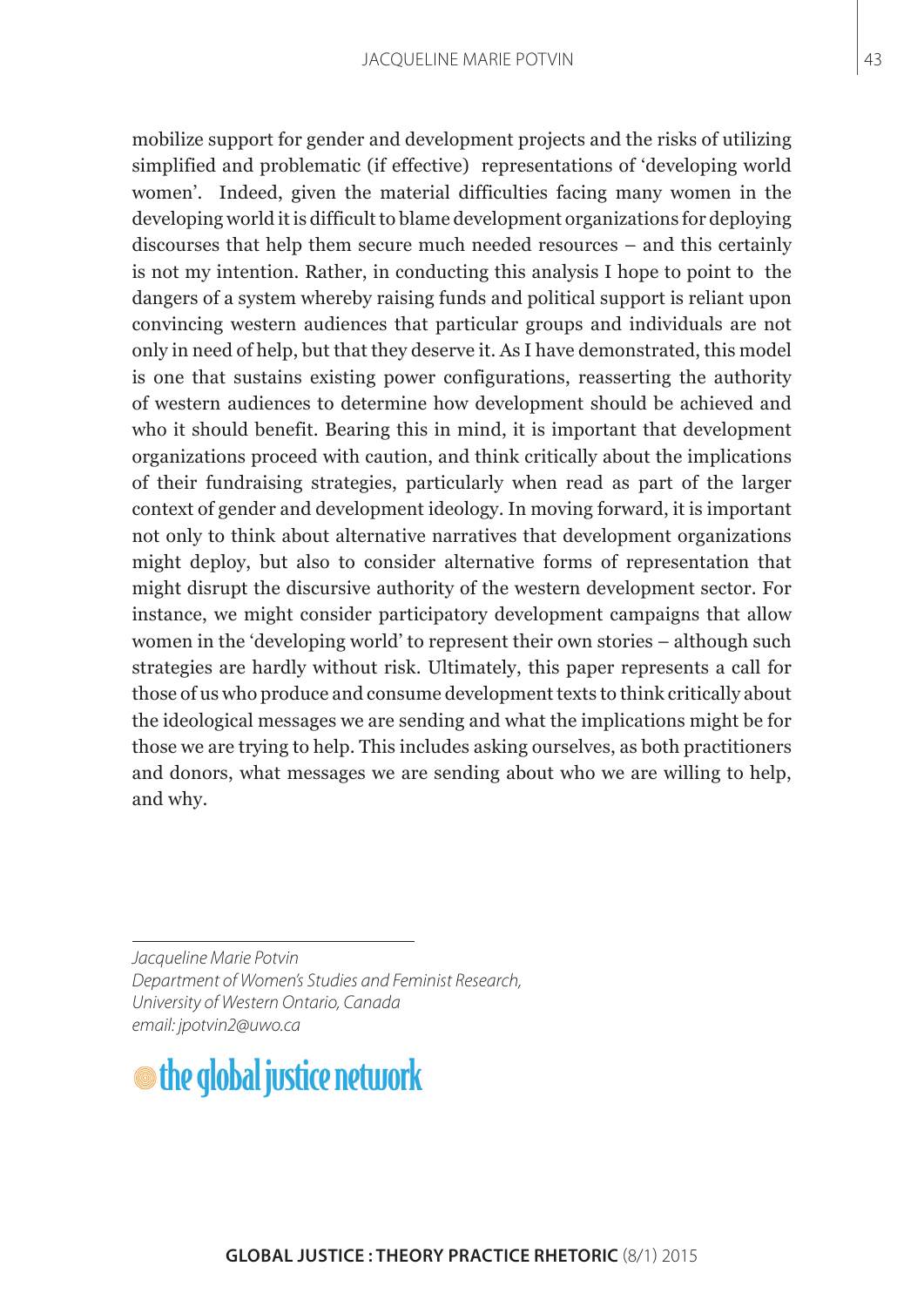mobilize support for gender and development projects and the risks of utilizing simplified and problematic (if effective) representations of 'developing world women'. Indeed, given the material difficulties facing many women in the developing world it is difficult to blame development organizations for deploying discourses that help them secure much needed resources – and this certainly is not my intention. Rather, in conducting this analysis I hope to point to the dangers of a system whereby raising funds and political support is reliant upon convincing western audiences that particular groups and individuals are not only in need of help, but that they deserve it. As I have demonstrated, this model is one that sustains existing power configurations, reasserting the authority of western audiences to determine how development should be achieved and who it should benefit. Bearing this in mind, it is important that development organizations proceed with caution, and think critically about the implications of their fundraising strategies, particularly when read as part of the larger context of gender and development ideology. In moving forward, it is important not only to think about alternative narratives that development organizations might deploy, but also to consider alternative forms of representation that might disrupt the discursive authority of the western development sector. For instance, we might consider participatory development campaigns that allow women in the 'developing world' to represent their own stories – although such strategies are hardly without risk. Ultimately, this paper represents a call for those of us who produce and consume development texts to think critically about the ideological messages we are sending and what the implications might be for those we are trying to help. This includes asking ourselves, as both practitioners and donors, what messages we are sending about who we are willing to help, and why.

---

*Jacqueline Marie Potvin*
*Department of Women's Studies and Feminist Research,*
*University of Western Ontario, Canada*
*email: jpotvin2@uwo.ca*

the global justice network